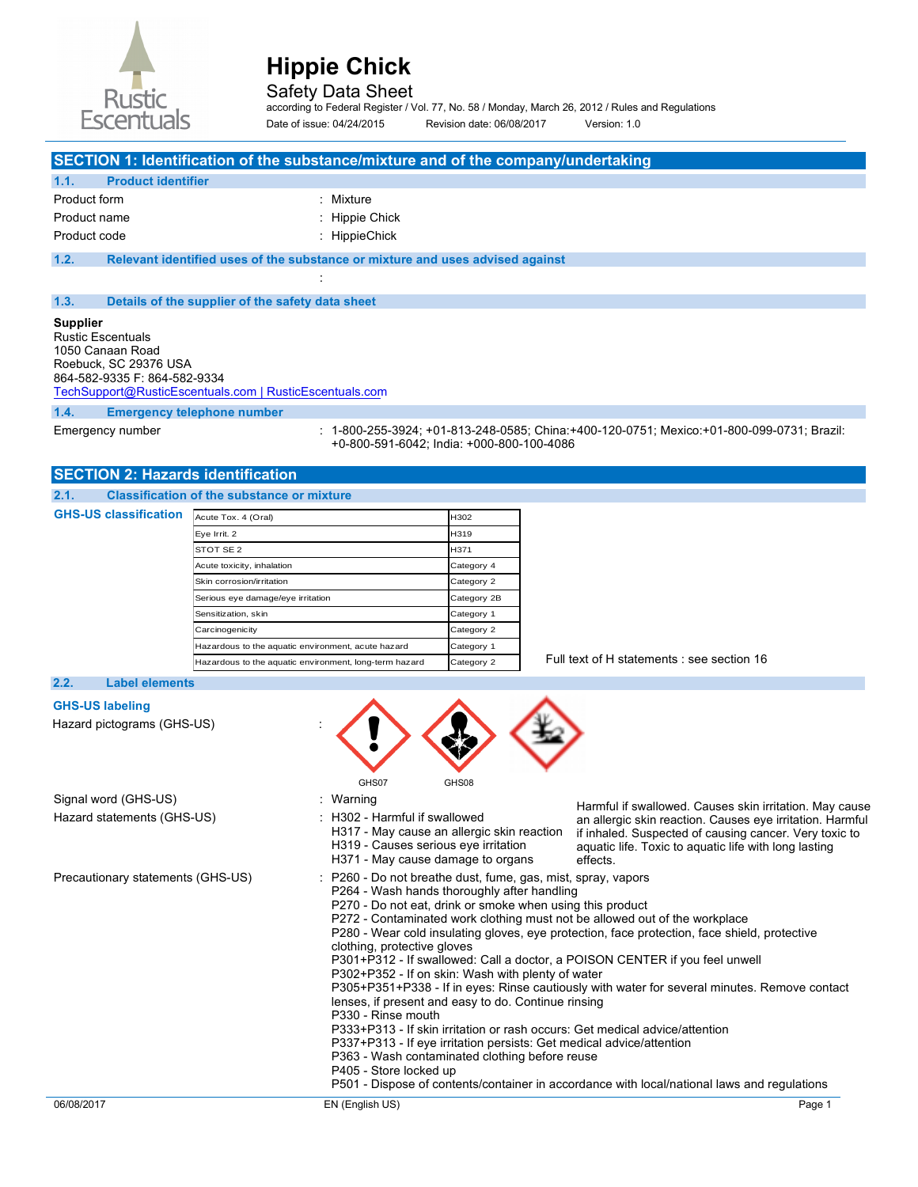# Hippie Chick

Safety Data Sheet

according to Federal Register / Vol. 77, No. 58 / Monday, March 26, 2012 / Rules and Regulations

Date of issue: 04/24/2015 Revision date: 06/08/2017 Version: 1.0

## SECTION 1: Identification of the substance/mixture and of the company/undertaking

### 1.1. Product identifier

Product form : Mixture

Product name : Hippie Chick

Product code : HippieChick

### 1.2. Relevant identified uses of the substance or mixture and uses advised against

:

### 1.3. Details of the supplier of the safety data sheet

**Supplier**
Rustic Escentuals
1050 Canaan Road
Roebuck, SC 29376 USA
864-582-9335 F: 864-582-9334
TechSupport@RusticEscentuals.com | RusticEscentuals.com

### 1.4. Emergency telephone number

Emergency number : 1-800-255-3924; +01-813-248-0585; China:+400-120-0751; Mexico:+01-800-099-0731; Brazil: +0-800-591-6042; India: +000-800-100-4086

## SECTION 2: Hazards identification

### 2.1. Classification of the substance or mixture

**GHS-US classification**

| | |
|---|---|
| Acute Tox. 4 (Oral) | H302 |
| Eye Irrit. 2 | H319 |
| STOT SE 2 | H371 |
| Acute toxicity, inhalation | Category 4 |
| Skin corrosion/irritation | Category 2 |
| Serious eye damage/eye irritation | Category 2B |
| Sensitization, skin | Category 1 |
| Carcinogenicity | Category 2 |
| Hazardous to the aquatic environment, acute hazard | Category 1 |
| Hazardous to the aquatic environment, long-term hazard | Category 2 |

Full text of H statements : see section 16

### 2.2. Label elements

**GHS-US labeling**

Hazard pictograms (GHS-US) :

GHS07 GHS08

Signal word (GHS-US) : Warning

Hazard statements (GHS-US) :
H302 - Harmful if swallowed
H317 - May cause an allergic skin reaction
H319 - Causes serious eye irritation
H371 - May cause damage to organs

Harmful if swallowed. Causes skin irritation. May cause an allergic skin reaction. Causes eye irritation. Harmful if inhaled. Suspected of causing cancer. Very toxic to aquatic life. Toxic to aquatic life with long lasting effects.

Precautionary statements (GHS-US) :
P260 - Do not breathe dust, fume, gas, mist, spray, vapors
P264 - Wash hands thoroughly after handling
P270 - Do not eat, drink or smoke when using this product
P272 - Contaminated work clothing must not be allowed out of the workplace
P280 - Wear cold insulating gloves, eye protection, face protection, face shield, protective clothing, protective gloves
P301+P312 - If swallowed: Call a doctor, a POISON CENTER if you feel unwell
P302+P352 - If on skin: Wash with plenty of water
P305+P351+P338 - If in eyes: Rinse cautiously with water for several minutes. Remove contact lenses, if present and easy to do. Continue rinsing
P330 - Rinse mouth
P333+P313 - If skin irritation or rash occurs: Get medical advice/attention
P337+P313 - If eye irritation persists: Get medical advice/attention
P363 - Wash contaminated clothing before reuse
P405 - Store locked up
P501 - Dispose of contents/container in accordance with local/national laws and regulations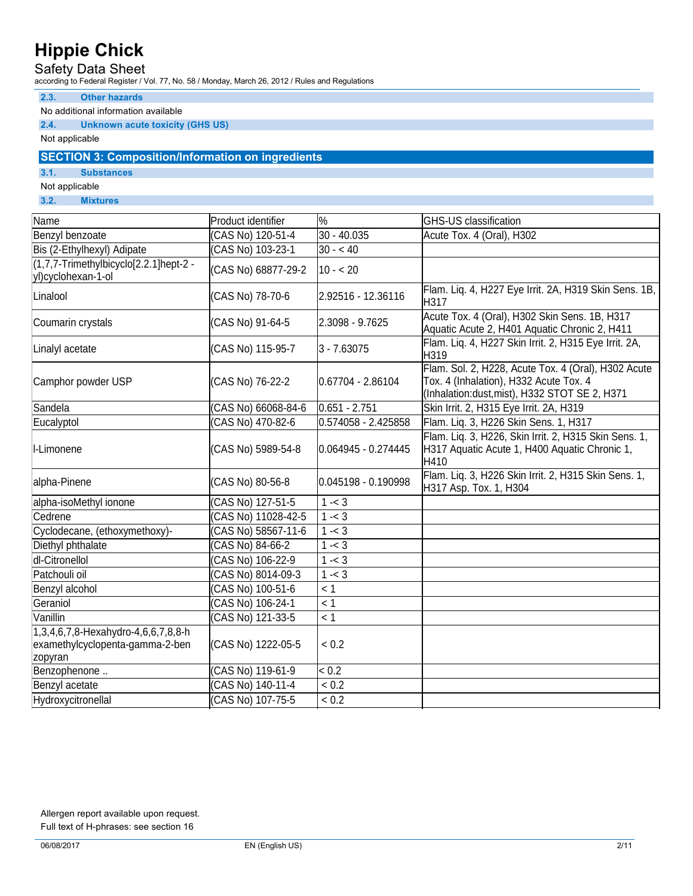### 2.3. Other hazards

No additional information available

### 2.4. Unknown acute toxicity (GHS US)

Not applicable

## SECTION 3: Composition/Information on ingredients

### 3.1. Substances

Not applicable

### 3.2. Mixtures

| Name | Product identifier | % | GHS-US classification |
|---|---|---|---|
| Benzyl benzoate | (CAS No) 120-51-4 | 30 - 40.035 | Acute Tox. 4 (Oral), H302 |
| Bis (2-Ethylhexyl) Adipate | (CAS No) 103-23-1 | 30 - < 40 | |
| (1,7,7-Trimethylbicyclo[2.2.1]hept-2 -yl)cyclohexan-1-ol | (CAS No) 68877-29-2 | 10 - < 20 | |
| Linalool | (CAS No) 78-70-6 | 2.92516 - 12.36116 | Flam. Liq. 4, H227 Eye Irrit. 2A, H319 Skin Sens. 1B, H317 |
| Coumarin crystals | (CAS No) 91-64-5 | 2.3098 - 9.7625 | Acute Tox. 4 (Oral), H302 Skin Sens. 1B, H317 Aquatic Acute 2, H401 Aquatic Chronic 2, H411 |
| Linalyl acetate | (CAS No) 115-95-7 | 3 - 7.63075 | Flam. Liq. 4, H227 Skin Irrit. 2, H315 Eye Irrit. 2A, H319 |
| Camphor powder USP | (CAS No) 76-22-2 | 0.67704 - 2.86104 | Flam. Sol. 2, H228, Acute Tox. 4 (Oral), H302 Acute Tox. 4 (Inhalation), H332 Acute Tox. 4 (Inhalation:dust,mist), H332 STOT SE 2, H371 |
| Sandela | (CAS No) 66068-84-6 | 0.651 - 2.751 | Skin Irrit. 2, H315 Eye Irrit. 2A, H319 |
| Eucalyptol | (CAS No) 470-82-6 | 0.574058 - 2.425858 | Flam. Liq. 3, H226 Skin Sens. 1, H317 |
| l-Limonene | (CAS No) 5989-54-8 | 0.064945 - 0.274445 | Flam. Liq. 3, H226, Skin Irrit. 2, H315 Skin Sens. 1, H317 Aquatic Acute 1, H400 Aquatic Chronic 1, H410 |
| alpha-Pinene | (CAS No) 80-56-8 | 0.045198 - 0.190998 | Flam. Liq. 3, H226 Skin Irrit. 2, H315 Skin Sens. 1, H317 Asp. Tox. 1, H304 |
| alpha-isoMethyl ionone | (CAS No) 127-51-5 | 1 -< 3 | |
| Cedrene | (CAS No) 11028-42-5 | 1 -< 3 | |
| Cyclodecane, (ethoxymethoxy)- | (CAS No) 58567-11-6 | 1 -< 3 | |
| Diethyl phthalate | (CAS No) 84-66-2 | 1 -< 3 | |
| dl-Citronellol | (CAS No) 106-22-9 | 1 -< 3 | |
| Patchouli oil | (CAS No) 8014-09-3 | 1 -< 3 | |
| Benzyl alcohol | (CAS No) 100-51-6 | < 1 | |
| Geraniol | (CAS No) 106-24-1 | < 1 | |
| Vanillin | (CAS No) 121-33-5 | < 1 | |
| 1,3,4,6,7,8-Hexahydro-4,6,6,7,8,8-hexamethylcyclopenta-gamma-2-benzopyran | (CAS No) 1222-05-5 | < 0.2 | |
| Benzophenone .. | (CAS No) 119-61-9 | < 0.2 | |
| Benzyl acetate | (CAS No) 140-11-4 | < 0.2 | |
| Hydroxycitronellal | (CAS No) 107-75-5 | < 0.2 | |

Allergen report available upon request.

Full text of H-phrases: see section 16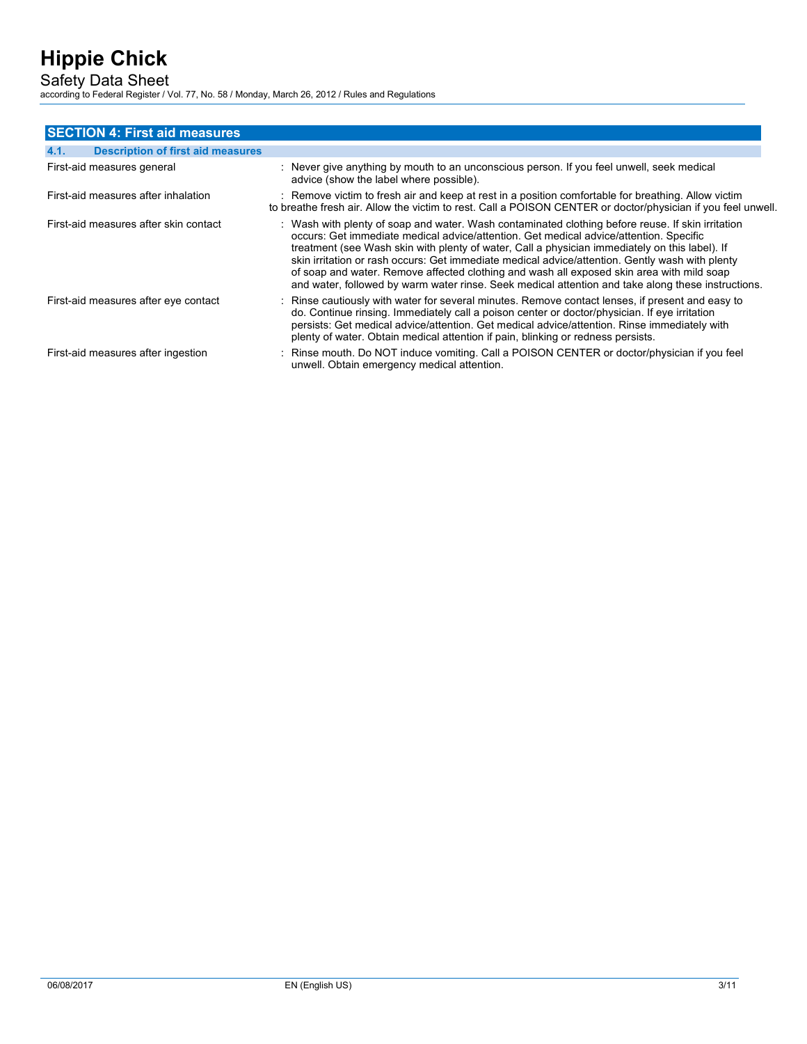## SECTION 4: First aid measures

### 4.1. Description of first aid measures

| | |
|---|---|
| First-aid measures general | : Never give anything by mouth to an unconscious person. If you feel unwell, seek medical advice (show the label where possible). |
| First-aid measures after inhalation | : Remove victim to fresh air and keep at rest in a position comfortable for breathing. Allow victim to breathe fresh air. Allow the victim to rest. Call a POISON CENTER or doctor/physician if you feel unwell. |
| First-aid measures after skin contact | : Wash with plenty of soap and water. Wash contaminated clothing before reuse. If skin irritation occurs: Get immediate medical advice/attention. Get medical advice/attention. Specific treatment (see Wash skin with plenty of water, Call a physician immediately on this label). If skin irritation or rash occurs: Get immediate medical advice/attention. Gently wash with plenty of soap and water. Remove affected clothing and wash all exposed skin area with mild soap and water, followed by warm water rinse. Seek medical attention and take along these instructions. |
| First-aid measures after eye contact | : Rinse cautiously with water for several minutes. Remove contact lenses, if present and easy to do. Continue rinsing. Immediately call a poison center or doctor/physician. If eye irritation persists: Get medical advice/attention. Get medical advice/attention. Rinse immediately with plenty of water. Obtain medical attention if pain, blinking or redness persists. |
| First-aid measures after ingestion | : Rinse mouth. Do NOT induce vomiting. Call a POISON CENTER or doctor/physician if you feel unwell. Obtain emergency medical attention. |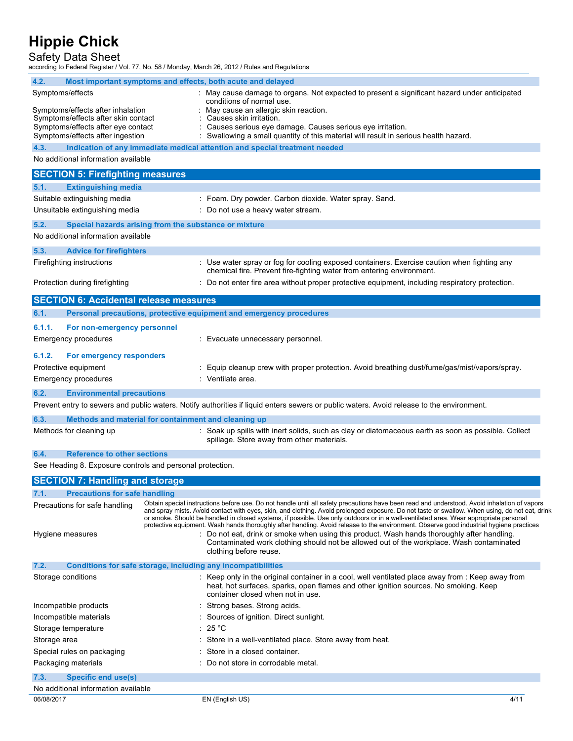### 4.2. Most important symptoms and effects, both acute and delayed

| | |
|---|---|
| Symptoms/effects | : May cause damage to organs. Not expected to present a significant hazard under anticipated conditions of normal use. |
| Symptoms/effects after inhalation | : May cause an allergic skin reaction. |
| Symptoms/effects after skin contact | : Causes skin irritation. |
| Symptoms/effects after eye contact | : Causes serious eye damage. Causes serious eye irritation. |
| Symptoms/effects after ingestion | : Swallowing a small quantity of this material will result in serious health hazard. |

### 4.3. Indication of any immediate medical attention and special treatment needed

No additional information available

## SECTION 5: Firefighting measures

### 5.1. Extinguishing media

| | |
|---|---|
| Suitable extinguishing media | : Foam. Dry powder. Carbon dioxide. Water spray. Sand. |
| Unsuitable extinguishing media | : Do not use a heavy water stream. |

### 5.2. Special hazards arising from the substance or mixture

No additional information available

### 5.3. Advice for firefighters

| | |
|---|---|
| Firefighting instructions | : Use water spray or fog for cooling exposed containers. Exercise caution when fighting any chemical fire. Prevent fire-fighting water from entering environment. |
| Protection during firefighting | : Do not enter fire area without proper protective equipment, including respiratory protection. |

## SECTION 6: Accidental release measures

### 6.1. Personal precautions, protective equipment and emergency procedures

#### 6.1.1. For non-emergency personnel

| | |
|---|---|
| Emergency procedures | : Evacuate unnecessary personnel. |

#### 6.1.2. For emergency responders

| | |
|---|---|
| Protective equipment | : Equip cleanup crew with proper protection. Avoid breathing dust/fume/gas/mist/vapors/spray. |
| Emergency procedures | : Ventilate area. |

### 6.2. Environmental precautions

Prevent entry to sewers and public waters. Notify authorities if liquid enters sewers or public waters. Avoid release to the environment.

### 6.3. Methods and material for containment and cleaning up

| | |
|---|---|
| Methods for cleaning up | : Soak up spills with inert solids, such as clay or diatomaceous earth as soon as possible. Collect spillage. Store away from other materials. |

### 6.4. Reference to other sections

See Heading 8. Exposure controls and personal protection.

## SECTION 7: Handling and storage

### 7.1. Precautions for safe handling

| | |
|---|---|
| Precautions for safe handling | Obtain special instructions before use. Do not handle until all safety precautions have been read and understood. Avoid inhalation of vapors and spray mists. Avoid contact with eyes, skin, and clothing. Avoid prolonged exposure. Do not taste or swallow. When using, do not eat, drink or smoke. Should be handled in closed systems, if possible. Use only outdoors or in a well-ventilated area. Wear appropriate personal protective equipment. Wash hands thoroughly after handling. Avoid release to the environment. Observe good industrial hygiene practices |
| Hygiene measures | : Do not eat, drink or smoke when using this product. Wash hands thoroughly after handling. Contaminated work clothing should not be allowed out of the workplace. Wash contaminated clothing before reuse. |

### 7.2. Conditions for safe storage, including any incompatibilities

| | |
|---|---|
| Storage conditions | : Keep only in the original container in a cool, well ventilated place away from : Keep away from heat, hot surfaces, sparks, open flames and other ignition sources. No smoking. Keep container closed when not in use. |
| Incompatible products | : Strong bases. Strong acids. |
| Incompatible materials | : Sources of ignition. Direct sunlight. |
| Storage temperature | : 25 °C |
| Storage area | : Store in a well-ventilated place. Store away from heat. |
| Special rules on packaging | : Store in a closed container. |
| Packaging materials | : Do not store in corrodable metal. |

### 7.3. Specific end use(s)

No additional information available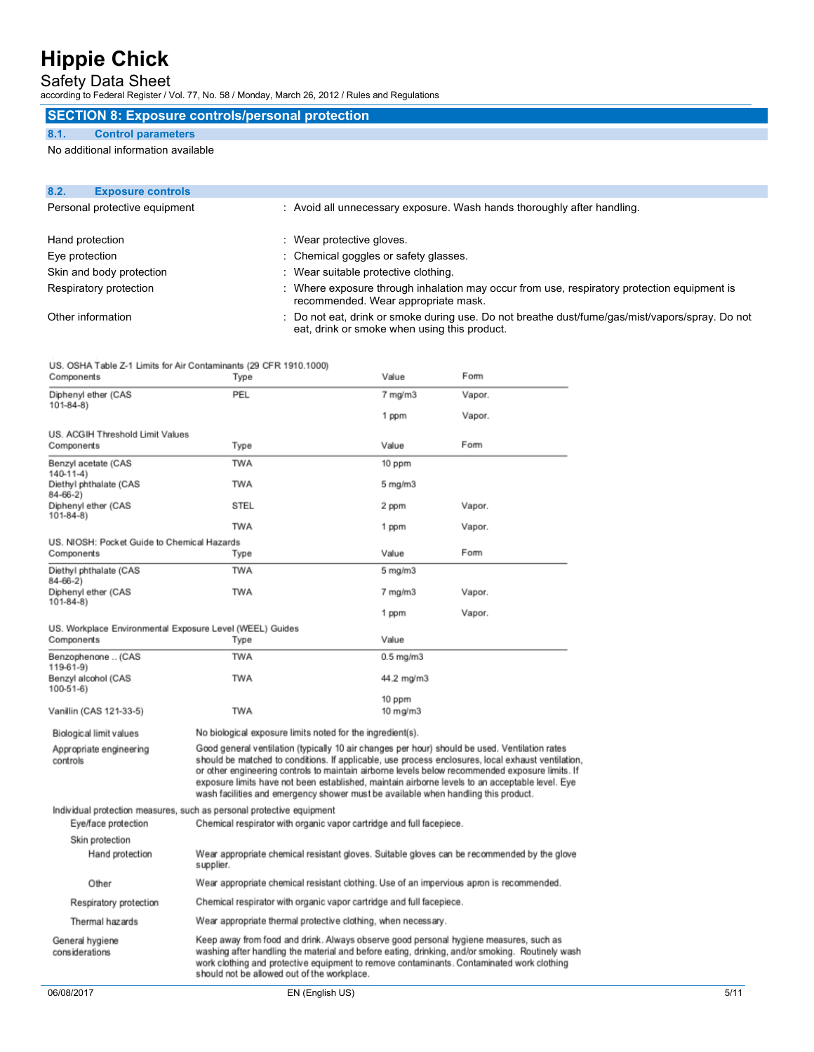## SECTION 8: Exposure controls/personal protection

### 8.1. Control parameters

No additional information available

### 8.2. Exposure controls

| | |
|---|---|
| Personal protective equipment | : Avoid all unnecessary exposure. Wash hands thoroughly after handling. |
| Hand protection | : Wear protective gloves. |
| Eye protection | : Chemical goggles or safety glasses. |
| Skin and body protection | : Wear suitable protective clothing. |
| Respiratory protection | : Where exposure through inhalation may occur from use, respiratory protection equipment is recommended. Wear appropriate mask. |
| Other information | : Do not eat, drink or smoke during use. Do not breathe dust/fume/gas/mist/vapors/spray. Do not eat, drink or smoke when using this product. |

US. OSHA Table Z-1 Limits for Air Contaminants (29 CFR 1910.1000)

| Components | Type | Value | Form |
|---|---|---|---|
| Diphenyl ether (CAS 101-84-8) | PEL | 7 mg/m3 | Vapor. |
| | | 1 ppm | Vapor. |

US. ACGIH Threshold Limit Values

| Components | Type | Value | Form |
|---|---|---|---|
| Benzyl acetate (CAS 140-11-4) | TWA | 10 ppm | |
| Diethyl phthalate (CAS 84-66-2) | TWA | 5 mg/m3 | |
| Diphenyl ether (CAS 101-84-8) | STEL | 2 ppm | Vapor. |
| | TWA | 1 ppm | Vapor. |

US. NIOSH: Pocket Guide to Chemical Hazards

| Components | Type | Value | Form |
|---|---|---|---|
| Diethyl phthalate (CAS 84-66-2) | TWA | 5 mg/m3 | |
| Diphenyl ether (CAS 101-84-8) | TWA | 7 mg/m3 | Vapor. |
| | | 1 ppm | Vapor. |

US. Workplace Environmental Exposure Level (WEEL) Guides

| Components | Type | Value |
|---|---|---|
| Benzophenone .. (CAS 119-61-9) | TWA | 0.5 mg/m3 |
| Benzyl alcohol (CAS 100-51-6) | TWA | 44.2 mg/m3 |
| | | 10 ppm |
| Vanillin (CAS 121-33-5) | TWA | 10 mg/m3 |

| | |
|---|---|
| Biological limit values | No biological exposure limits noted for the ingredient(s). |
| Appropriate engineering controls | Good general ventilation (typically 10 air changes per hour) should be used. Ventilation rates should be matched to conditions. If applicable, use process enclosures, local exhaust ventilation, or other engineering controls to maintain airborne levels below recommended exposure limits. If exposure limits have not been established, maintain airborne levels to an acceptable level. Eye wash facilities and emergency shower must be available when handling this product. |

Individual protection measures, such as personal protective equipment

| | |
|---|---|
| Eye/face protection | Chemical respirator with organic vapor cartridge and full facepiece. |
| Skin protection | |
| Hand protection | Wear appropriate chemical resistant gloves. Suitable gloves can be recommended by the glove supplier. |
| Other | Wear appropriate chemical resistant clothing. Use of an impervious apron is recommended. |
| Respiratory protection | Chemical respirator with organic vapor cartridge and full facepiece. |
| Thermal hazards | Wear appropriate thermal protective clothing, when necessary. |
| General hygiene considerations | Keep away from food and drink. Always observe good personal hygiene measures, such as washing after handling the material and before eating, drinking, and/or smoking. Routinely wash work clothing and protective equipment to remove contaminants. Contaminated work clothing should not be allowed out of the workplace. |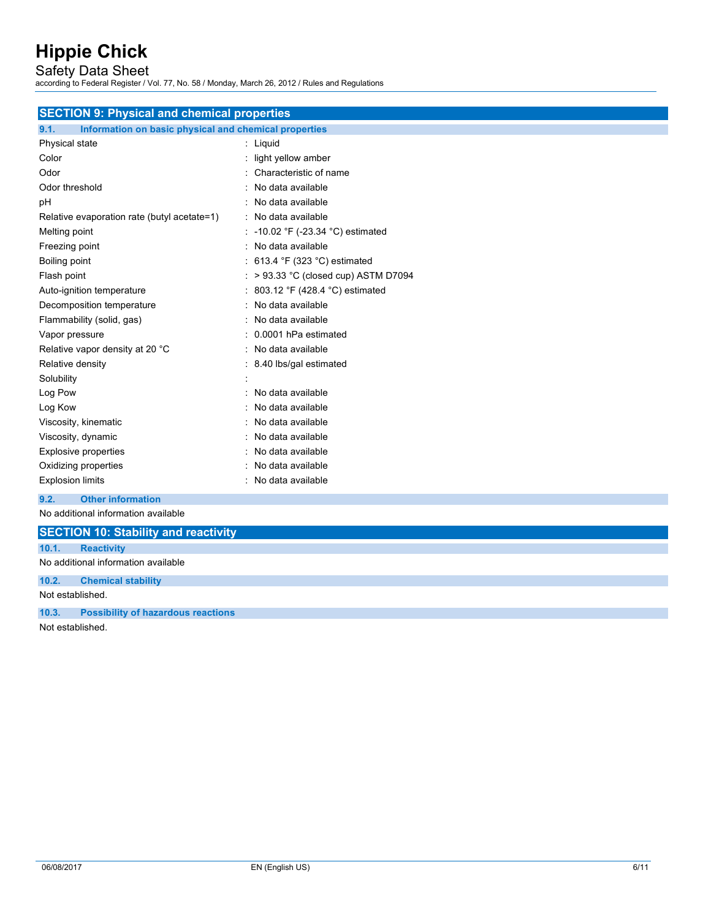## SECTION 9: Physical and chemical properties

### 9.1. Information on basic physical and chemical properties

| Property | Value |
|---|---|
| Physical state | Liquid |
| Color | light yellow amber |
| Odor | Characteristic of name |
| Odor threshold | No data available |
| pH | No data available |
| Relative evaporation rate (butyl acetate=1) | No data available |
| Melting point | -10.02 °F (-23.34 °C) estimated |
| Freezing point | No data available |
| Boiling point | 613.4 °F (323 °C) estimated |
| Flash point | > 93.33 °C (closed cup) ASTM D7094 |
| Auto-ignition temperature | 803.12 °F (428.4 °C) estimated |
| Decomposition temperature | No data available |
| Flammability (solid, gas) | No data available |
| Vapor pressure | 0.0001 hPa estimated |
| Relative vapor density at 20 °C | No data available |
| Relative density | 8.40 lbs/gal estimated |
| Solubility | |
| Log Pow | No data available |
| Log Kow | No data available |
| Viscosity, kinematic | No data available |
| Viscosity, dynamic | No data available |
| Explosive properties | No data available |
| Oxidizing properties | No data available |
| Explosion limits | No data available |

### 9.2. Other information

No additional information available

## SECTION 10: Stability and reactivity

### 10.1. Reactivity

No additional information available

### 10.2. Chemical stability

Not established.

### 10.3. Possibility of hazardous reactions

Not established.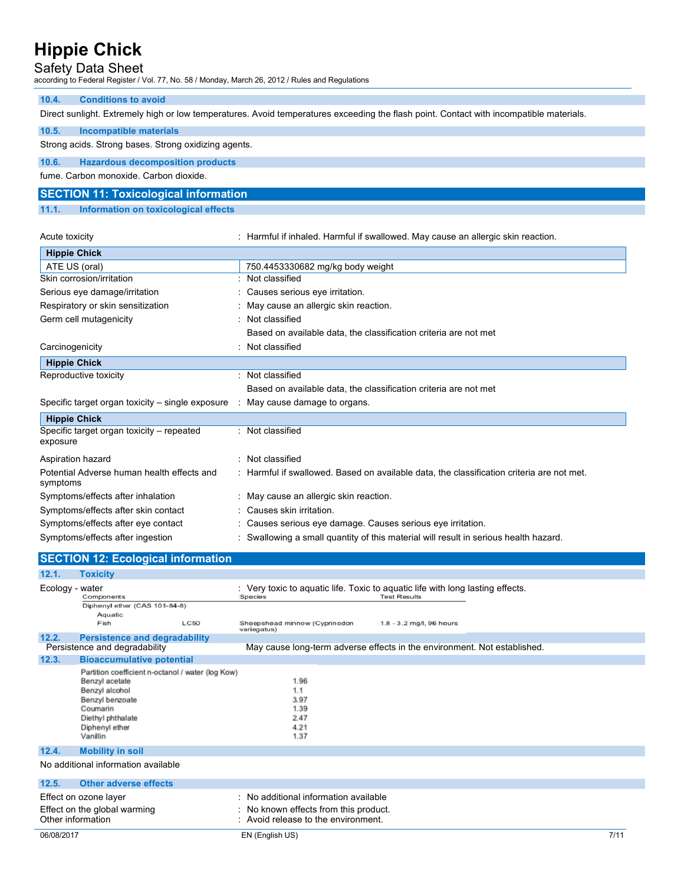### 10.4. Conditions to avoid

Direct sunlight. Extremely high or low temperatures. Avoid temperatures exceeding the flash point. Contact with incompatible materials.

### 10.5. Incompatible materials

Strong acids. Strong bases. Strong oxidizing agents.

### 10.6. Hazardous decomposition products

fume. Carbon monoxide. Carbon dioxide.

## SECTION 11: Toxicological information

### 11.1. Information on toxicological effects

Acute toxicity : Harmful if inhaled. Harmful if swallowed. May cause an allergic skin reaction.

| Hippie Chick | |
|---|---|
| ATE US (oral) | 750.4453330682 mg/kg body weight |

Skin corrosion/irritation : Not classified

Serious eye damage/irritation : Causes serious eye irritation.

Respiratory or skin sensitization : May cause an allergic skin reaction.

Germ cell mutagenicity : Not classified

Based on available data, the classification criteria are not met

Carcinogenicity : Not classified

| Hippie Chick |
|---|

Reproductive toxicity : Not classified

Based on available data, the classification criteria are not met

Specific target organ toxicity – single exposure : May cause damage to organs.

| Hippie Chick |
|---|

Specific target organ toxicity – repeated exposure : Not classified

Aspiration hazard : Not classified

Potential Adverse human health effects and symptoms : Harmful if swallowed. Based on available data, the classification criteria are not met.

Symptoms/effects after inhalation : May cause an allergic skin reaction.

Symptoms/effects after skin contact : Causes skin irritation.

Symptoms/effects after eye contact : Causes serious eye damage. Causes serious eye irritation.

Symptoms/effects after ingestion : Swallowing a small quantity of this material will result in serious health hazard.

## SECTION 12: Ecological information

### 12.1. Toxicity

Ecology - water : Very toxic to aquatic life. Toxic to aquatic life with long lasting effects.

| Components | | Species | Test Results |
|---|---|---|---|
| Diphenyl ether (CAS 101-84-8) | | | |
| Aquatic | | | |
| Fish | LC50 | Sheepshead minnow (Cyprinodon variegatus) | 1.8 - 3.2 mg/l, 96 hours |

### 12.2. Persistence and degradability

Persistence and degradability May cause long-term adverse effects in the environment. Not established.

### 12.3. Bioaccumulative potential

| Partition coefficient n-octanol / water (log Kow) | |
|---|---|
| Benzyl acetate | 1.96 |
| Benzyl alcohol | 1.1 |
| Benzyl benzoate | 3.97 |
| Coumarin | 1.39 |
| Diethyl phthalate | 2.47 |
| Diphenyl ether | 4.21 |
| Vanillin | 1.37 |

### 12.4. Mobility in soil

No additional information available

### 12.5. Other adverse effects

Effect on ozone layer : No additional information available

Effect on the global warming : No known effects from this product.

Other information : Avoid release to the environment.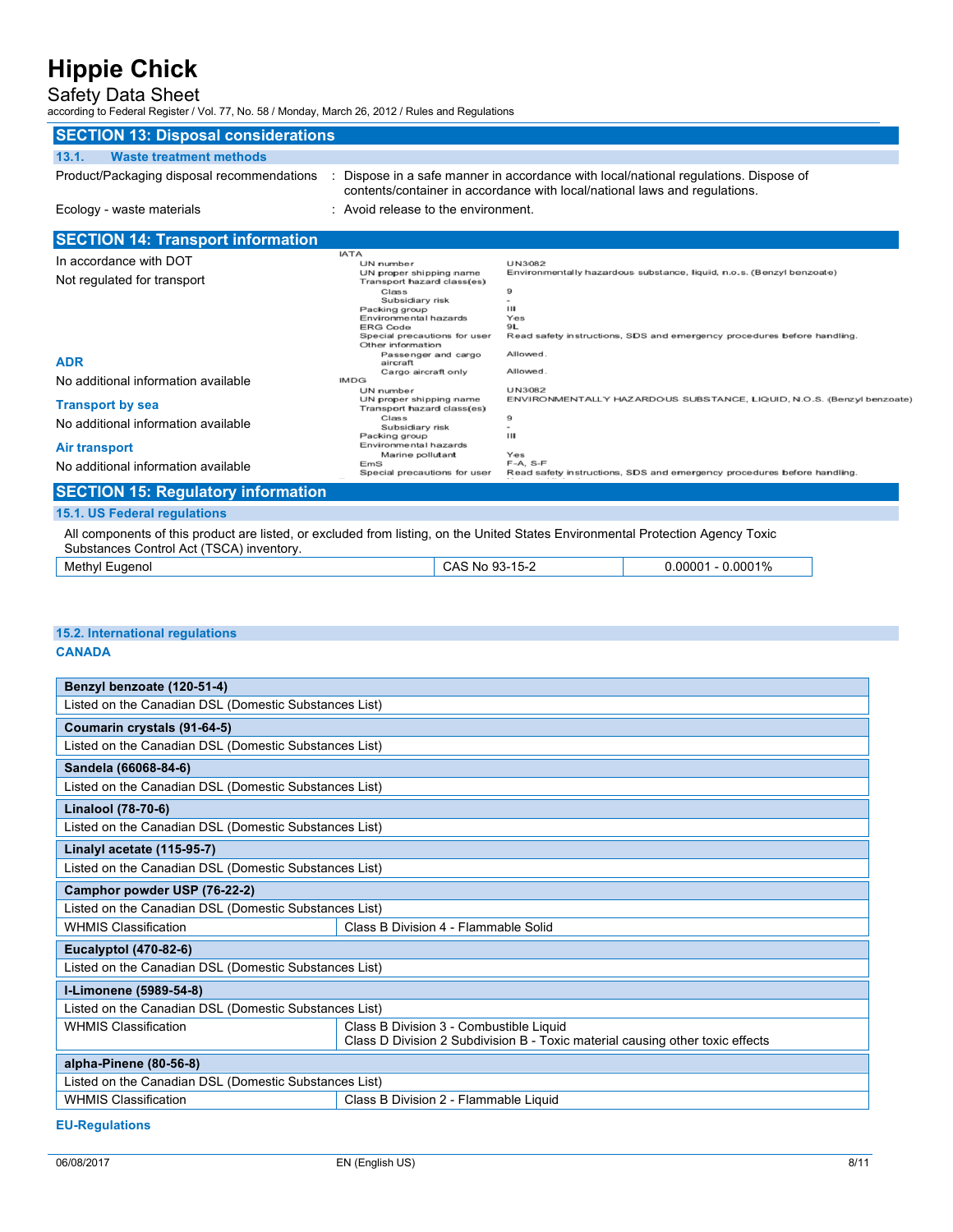## SECTION 13: Disposal considerations

### 13.1. Waste treatment methods

Product/Packaging disposal recommendations : Dispose in a safe manner in accordance with local/national regulations. Dispose of contents/container in accordance with local/national laws and regulations.

Ecology - waste materials : Avoid release to the environment.

## SECTION 14: Transport information

In accordance with DOT

Not regulated for transport

**IATA**

| | |
|---|---|
| UN number | UN3082 |
| UN proper shipping name | Environmentally hazardous substance, liquid, n.o.s. (Benzyl benzoate) |
| Transport hazard class(es) | |
| Class | 9 |
| Subsidiary risk | - |
| Packing group | III |
| Environmental hazards | Yes |
| ERG Code | 9L |
| Special precautions for user | Read safety instructions, SDS and emergency procedures before handling. |
| Other information | |
| Passenger and cargo aircraft | Allowed. |
| Cargo aircraft only | Allowed. |

**IMDG**

| | |
|---|---|
| UN number | UN3082 |
| UN proper shipping name | ENVIRONMENTALLY HAZARDOUS SUBSTANCE, LIQUID, N.O.S. (Benzyl benzoate) |
| Transport hazard class(es) | |
| Class | 9 |
| Subsidiary risk | - |
| Packing group | III |
| Environmental hazards | |
| Marine pollutant | Yes |
| EmS | F-A, S-F |
| Special precautions for user | Read safety instructions, SDS and emergency procedures before handling. |

**ADR**

No additional information available

**Transport by sea**

No additional information available

**Air transport**

No additional information available

## SECTION 15: Regulatory information

### 15.1. US Federal regulations

All components of this product are listed, or excluded from listing, on the United States Environmental Protection Agency Toxic Substances Control Act (TSCA) inventory.

| | | |
|---|---|---|
| Methyl Eugenol | CAS No 93-15-2 | 0.00001 - 0.0001% |

### 15.2. International regulations

**CANADA**

| **Benzyl benzoate (120-51-4)** | |
|---|---|
| Listed on the Canadian DSL (Domestic Substances List) | |

| **Coumarin crystals (91-64-5)** | |
|---|---|
| Listed on the Canadian DSL (Domestic Substances List) | |

| **Sandela (66068-84-6)** | |
|---|---|
| Listed on the Canadian DSL (Domestic Substances List) | |

| **Linalool (78-70-6)** | |
|---|---|
| Listed on the Canadian DSL (Domestic Substances List) | |

| **Linalyl acetate (115-95-7)** | |
|---|---|
| Listed on the Canadian DSL (Domestic Substances List) | |

| **Camphor powder USP (76-22-2)** | |
|---|---|
| Listed on the Canadian DSL (Domestic Substances List) | |
| WHMIS Classification | Class B Division 4 - Flammable Solid |

| **Eucalyptol (470-82-6)** | |
|---|---|
| Listed on the Canadian DSL (Domestic Substances List) | |

| **l-Limonene (5989-54-8)** | |
|---|---|
| Listed on the Canadian DSL (Domestic Substances List) | |
| WHMIS Classification | Class B Division 3 - Combustible Liquid<br>Class D Division 2 Subdivision B - Toxic material causing other toxic effects |

| **alpha-Pinene (80-56-8)** | |
|---|---|
| Listed on the Canadian DSL (Domestic Substances List) | |
| WHMIS Classification | Class B Division 2 - Flammable Liquid |

**EU-Regulations**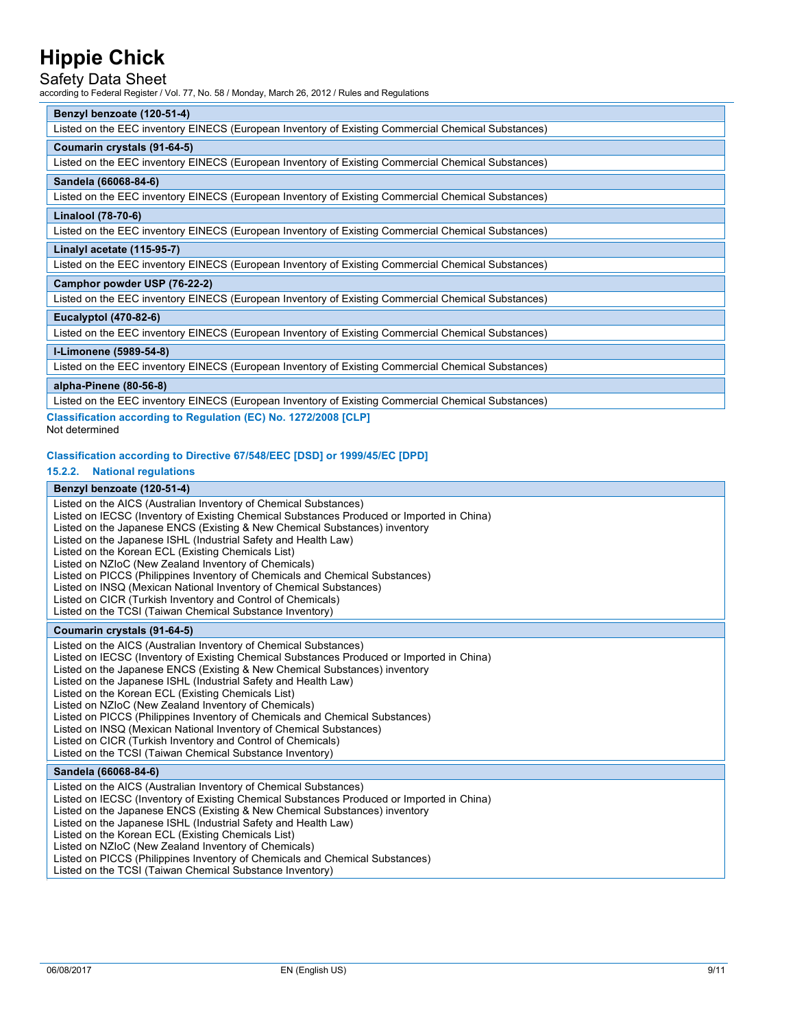| Benzyl benzoate (120-51-4) |
| --- |
| Listed on the EEC inventory EINECS (European Inventory of Existing Commercial Chemical Substances) |

| Coumarin crystals (91-64-5) |
| --- |
| Listed on the EEC inventory EINECS (European Inventory of Existing Commercial Chemical Substances) |

| Sandela (66068-84-6) |
| --- |
| Listed on the EEC inventory EINECS (European Inventory of Existing Commercial Chemical Substances) |

| Linalool (78-70-6) |
| --- |
| Listed on the EEC inventory EINECS (European Inventory of Existing Commercial Chemical Substances) |

| Linalyl acetate (115-95-7) |
| --- |
| Listed on the EEC inventory EINECS (European Inventory of Existing Commercial Chemical Substances) |

| Camphor powder USP (76-22-2) |
| --- |
| Listed on the EEC inventory EINECS (European Inventory of Existing Commercial Chemical Substances) |

| Eucalyptol (470-82-6) |
| --- |
| Listed on the EEC inventory EINECS (European Inventory of Existing Commercial Chemical Substances) |

| l-Limonene (5989-54-8) |
| --- |
| Listed on the EEC inventory EINECS (European Inventory of Existing Commercial Chemical Substances) |

| alpha-Pinene (80-56-8) |
| --- |
| Listed on the EEC inventory EINECS (European Inventory of Existing Commercial Chemical Substances) |

**Classification according to Regulation (EC) No. 1272/2008 [CLP]**

Not determined

**Classification according to Directive 67/548/EEC [DSD] or 1999/45/EC [DPD]**

### 15.2.2. National regulations

| Benzyl benzoate (120-51-4) |
| --- |
| Listed on the AICS (Australian Inventory of Chemical Substances)<br>Listed on IECSC (Inventory of Existing Chemical Substances Produced or Imported in China)<br>Listed on the Japanese ENCS (Existing & New Chemical Substances) inventory<br>Listed on the Japanese ISHL (Industrial Safety and Health Law)<br>Listed on the Korean ECL (Existing Chemicals List)<br>Listed on NZIoC (New Zealand Inventory of Chemicals)<br>Listed on PICCS (Philippines Inventory of Chemicals and Chemical Substances)<br>Listed on INSQ (Mexican National Inventory of Chemical Substances)<br>Listed on CICR (Turkish Inventory and Control of Chemicals)<br>Listed on the TCSI (Taiwan Chemical Substance Inventory) |

| Coumarin crystals (91-64-5) |
| --- |
| Listed on the AICS (Australian Inventory of Chemical Substances)<br>Listed on IECSC (Inventory of Existing Chemical Substances Produced or Imported in China)<br>Listed on the Japanese ENCS (Existing & New Chemical Substances) inventory<br>Listed on the Japanese ISHL (Industrial Safety and Health Law)<br>Listed on the Korean ECL (Existing Chemicals List)<br>Listed on NZIoC (New Zealand Inventory of Chemicals)<br>Listed on PICCS (Philippines Inventory of Chemicals and Chemical Substances)<br>Listed on INSQ (Mexican National Inventory of Chemical Substances)<br>Listed on CICR (Turkish Inventory and Control of Chemicals)<br>Listed on the TCSI (Taiwan Chemical Substance Inventory) |

| Sandela (66068-84-6) |
| --- |
| Listed on the AICS (Australian Inventory of Chemical Substances)<br>Listed on IECSC (Inventory of Existing Chemical Substances Produced or Imported in China)<br>Listed on the Japanese ENCS (Existing & New Chemical Substances) inventory<br>Listed on the Japanese ISHL (Industrial Safety and Health Law)<br>Listed on the Korean ECL (Existing Chemicals List)<br>Listed on NZIoC (New Zealand Inventory of Chemicals)<br>Listed on PICCS (Philippines Inventory of Chemicals and Chemical Substances)<br>Listed on the TCSI (Taiwan Chemical Substance Inventory) |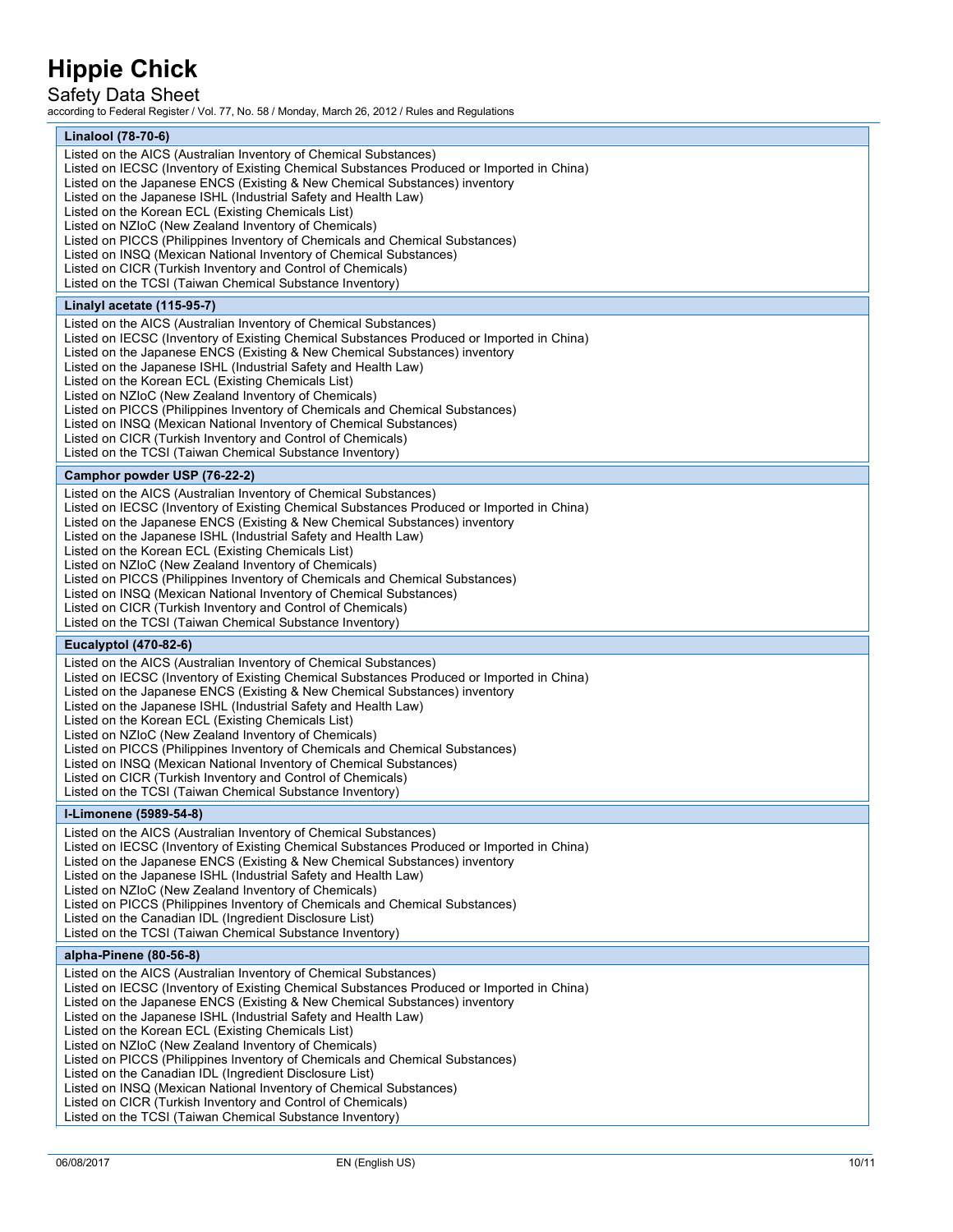| Linalool (78-70-6) |
| --- |
| Listed on the AICS (Australian Inventory of Chemical Substances)<br>Listed on IECSC (Inventory of Existing Chemical Substances Produced or Imported in China)<br>Listed on the Japanese ENCS (Existing & New Chemical Substances) inventory<br>Listed on the Japanese ISHL (Industrial Safety and Health Law)<br>Listed on the Korean ECL (Existing Chemicals List)<br>Listed on NZIoC (New Zealand Inventory of Chemicals)<br>Listed on PICCS (Philippines Inventory of Chemicals and Chemical Substances)<br>Listed on INSQ (Mexican National Inventory of Chemical Substances)<br>Listed on CICR (Turkish Inventory and Control of Chemicals)<br>Listed on the TCSI (Taiwan Chemical Substance Inventory) |

| Linalyl acetate (115-95-7) |
| --- |
| Listed on the AICS (Australian Inventory of Chemical Substances)<br>Listed on IECSC (Inventory of Existing Chemical Substances Produced or Imported in China)<br>Listed on the Japanese ENCS (Existing & New Chemical Substances) inventory<br>Listed on the Japanese ISHL (Industrial Safety and Health Law)<br>Listed on the Korean ECL (Existing Chemicals List)<br>Listed on NZIoC (New Zealand Inventory of Chemicals)<br>Listed on PICCS (Philippines Inventory of Chemicals and Chemical Substances)<br>Listed on INSQ (Mexican National Inventory of Chemical Substances)<br>Listed on CICR (Turkish Inventory and Control of Chemicals)<br>Listed on the TCSI (Taiwan Chemical Substance Inventory) |

| Camphor powder USP (76-22-2) |
| --- |
| Listed on the AICS (Australian Inventory of Chemical Substances)<br>Listed on IECSC (Inventory of Existing Chemical Substances Produced or Imported in China)<br>Listed on the Japanese ENCS (Existing & New Chemical Substances) inventory<br>Listed on the Japanese ISHL (Industrial Safety and Health Law)<br>Listed on the Korean ECL (Existing Chemicals List)<br>Listed on NZIoC (New Zealand Inventory of Chemicals)<br>Listed on PICCS (Philippines Inventory of Chemicals and Chemical Substances)<br>Listed on INSQ (Mexican National Inventory of Chemical Substances)<br>Listed on CICR (Turkish Inventory and Control of Chemicals)<br>Listed on the TCSI (Taiwan Chemical Substance Inventory) |

| Eucalyptol (470-82-6) |
| --- |
| Listed on the AICS (Australian Inventory of Chemical Substances)<br>Listed on IECSC (Inventory of Existing Chemical Substances Produced or Imported in China)<br>Listed on the Japanese ENCS (Existing & New Chemical Substances) inventory<br>Listed on the Japanese ISHL (Industrial Safety and Health Law)<br>Listed on the Korean ECL (Existing Chemicals List)<br>Listed on NZIoC (New Zealand Inventory of Chemicals)<br>Listed on PICCS (Philippines Inventory of Chemicals and Chemical Substances)<br>Listed on INSQ (Mexican National Inventory of Chemical Substances)<br>Listed on CICR (Turkish Inventory and Control of Chemicals)<br>Listed on the TCSI (Taiwan Chemical Substance Inventory) |

| l-Limonene (5989-54-8) |
| --- |
| Listed on the AICS (Australian Inventory of Chemical Substances)<br>Listed on IECSC (Inventory of Existing Chemical Substances Produced or Imported in China)<br>Listed on the Japanese ENCS (Existing & New Chemical Substances) inventory<br>Listed on the Japanese ISHL (Industrial Safety and Health Law)<br>Listed on NZIoC (New Zealand Inventory of Chemicals)<br>Listed on PICCS (Philippines Inventory of Chemicals and Chemical Substances)<br>Listed on the Canadian IDL (Ingredient Disclosure List)<br>Listed on the TCSI (Taiwan Chemical Substance Inventory) |

| alpha-Pinene (80-56-8) |
| --- |
| Listed on the AICS (Australian Inventory of Chemical Substances)<br>Listed on IECSC (Inventory of Existing Chemical Substances Produced or Imported in China)<br>Listed on the Japanese ENCS (Existing & New Chemical Substances) inventory<br>Listed on the Japanese ISHL (Industrial Safety and Health Law)<br>Listed on the Korean ECL (Existing Chemicals List)<br>Listed on NZIoC (New Zealand Inventory of Chemicals)<br>Listed on PICCS (Philippines Inventory of Chemicals and Chemical Substances)<br>Listed on the Canadian IDL (Ingredient Disclosure List)<br>Listed on INSQ (Mexican National Inventory of Chemical Substances)<br>Listed on CICR (Turkish Inventory and Control of Chemicals)<br>Listed on the TCSI (Taiwan Chemical Substance Inventory) |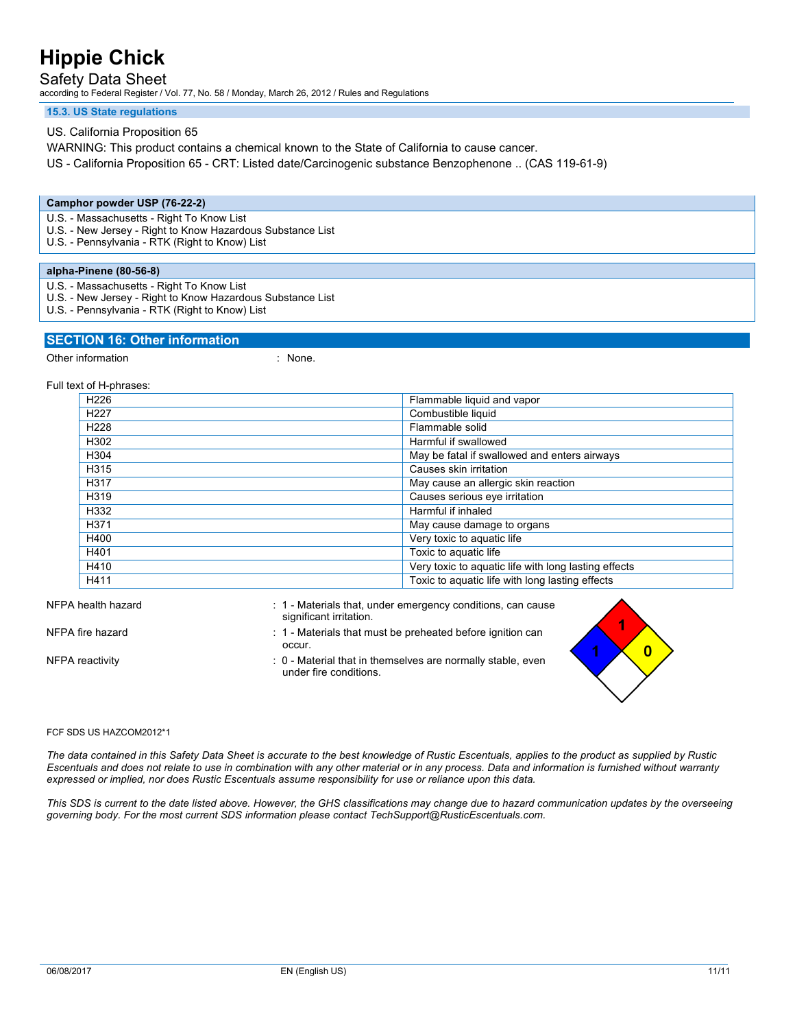### 15.3. US State regulations

US. California Proposition 65

WARNING: This product contains a chemical known to the State of California to cause cancer.

US - California Proposition 65 - CRT: Listed date/Carcinogenic substance Benzophenone .. (CAS 119-61-9)

| Camphor powder USP (76-22-2) |
|---|
| U.S. - Massachusetts - Right To Know List<br>U.S. - New Jersey - Right to Know Hazardous Substance List<br>U.S. - Pennsylvania - RTK (Right to Know) List |

| alpha-Pinene (80-56-8) |
|---|
| U.S. - Massachusetts - Right To Know List<br>U.S. - New Jersey - Right to Know Hazardous Substance List<br>U.S. - Pennsylvania - RTK (Right to Know) List |

## SECTION 16: Other information

Other information : None.

Full text of H-phrases:

| | |
|---|---|
| H226 | Flammable liquid and vapor |
| H227 | Combustible liquid |
| H228 | Flammable solid |
| H302 | Harmful if swallowed |
| H304 | May be fatal if swallowed and enters airways |
| H315 | Causes skin irritation |
| H317 | May cause an allergic skin reaction |
| H319 | Causes serious eye irritation |
| H332 | Harmful if inhaled |
| H371 | May cause damage to organs |
| H400 | Very toxic to aquatic life |
| H401 | Toxic to aquatic life |
| H410 | Very toxic to aquatic life with long lasting effects |
| H411 | Toxic to aquatic life with long lasting effects |

NFPA health hazard : 1 - Materials that, under emergency conditions, can cause significant irritation.

NFPA fire hazard : 1 - Materials that must be preheated before ignition can occur.

NFPA reactivity : 0 - Material that in themselves are normally stable, even under fire conditions.

1
1 0

FCF SDS US HAZCOM2012*1

*The data contained in this Safety Data Sheet is accurate to the best knowledge of Rustic Escentuals, applies to the product as supplied by Rustic Escentuals and does not relate to use in combination with any other material or in any process. Data and information is furnished without warranty expressed or implied, nor does Rustic Escentuals assume responsibility for use or reliance upon this data.*

*This SDS is current to the date listed above. However, the GHS classifications may change due to hazard communication updates by the overseeing governing body. For the most current SDS information please contact TechSupport@RusticEscentuals.com.*